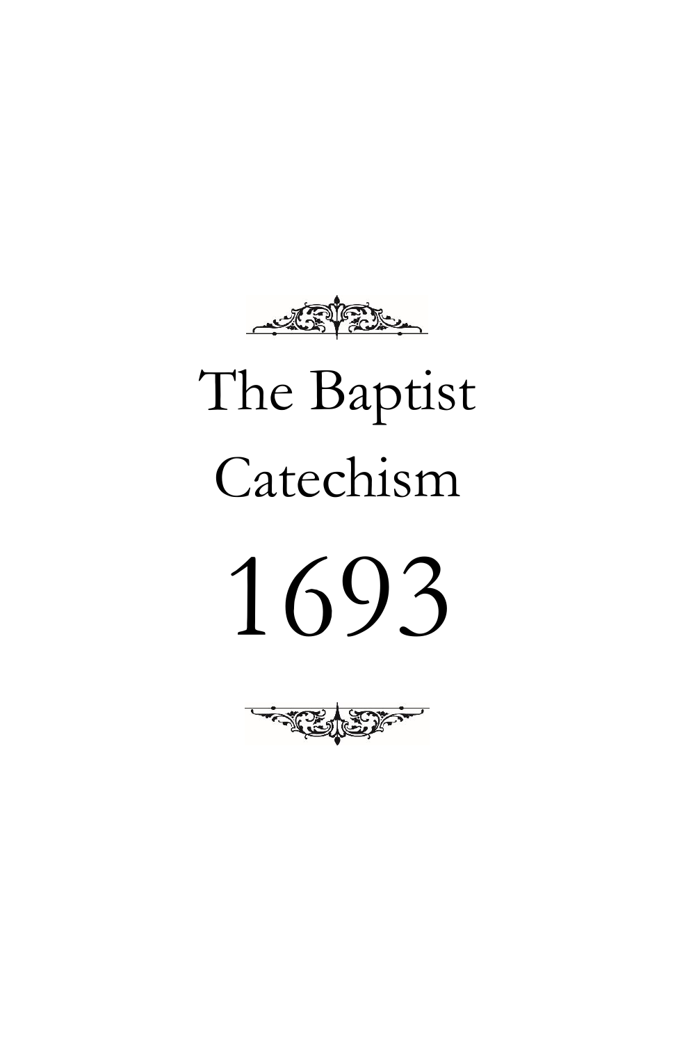# The Baptist Catechism

# 1693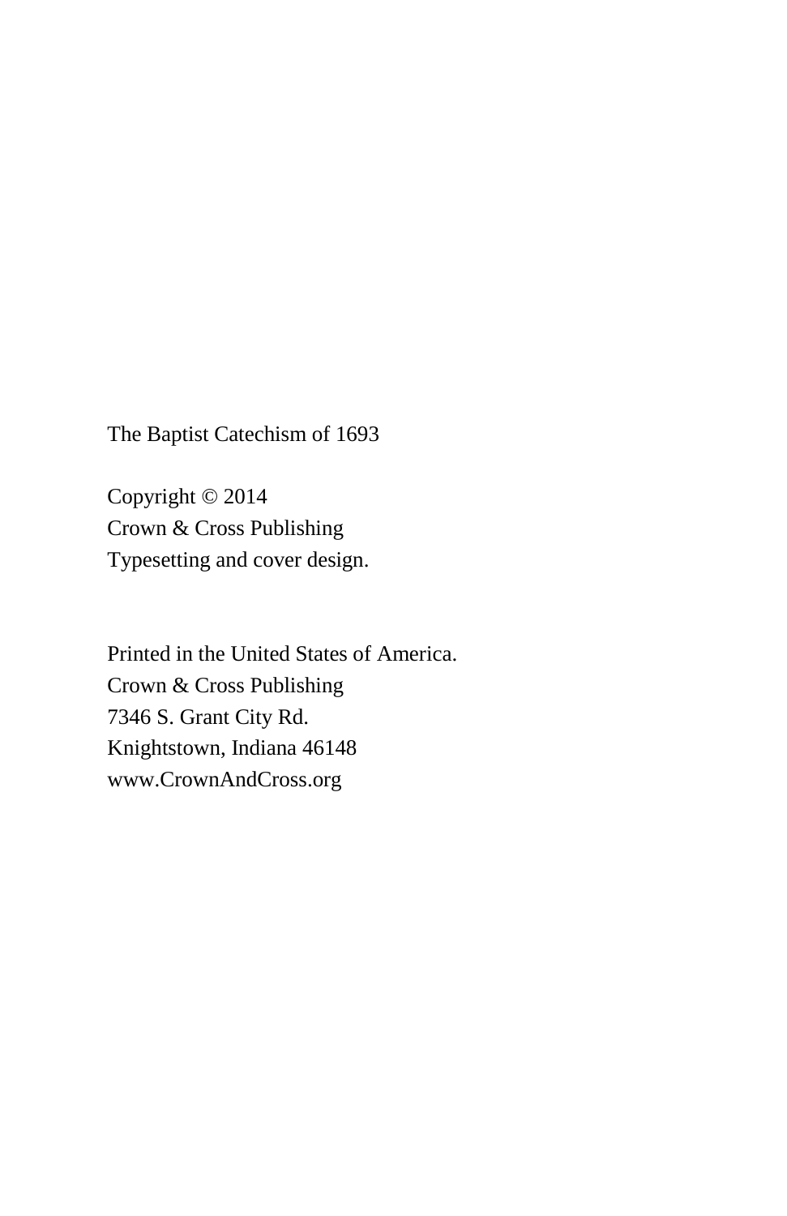The Baptist Catechism of 1693

Copyright © 2014
Crown & Cross Publishing
Typesetting and cover design.

Printed in the United States of America.
Crown & Cross Publishing
7346 S. Grant City Rd.
Knightstown, Indiana 46148
www.CrownAndCross.org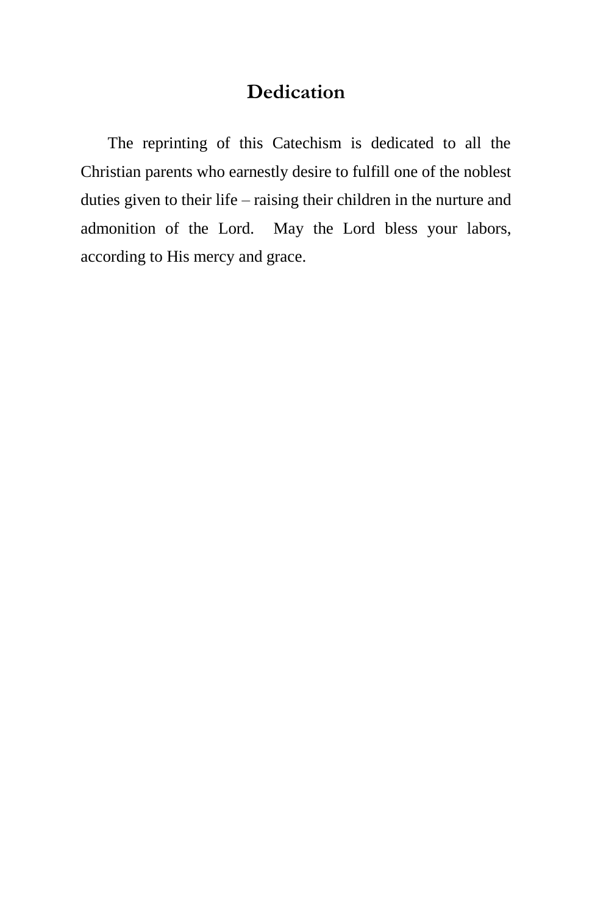# Dedication

The reprinting of this Catechism is dedicated to all the Christian parents who earnestly desire to fulfill one of the noblest duties given to their life – raising their children in the nurture and admonition of the Lord. May the Lord bless your labors, according to His mercy and grace.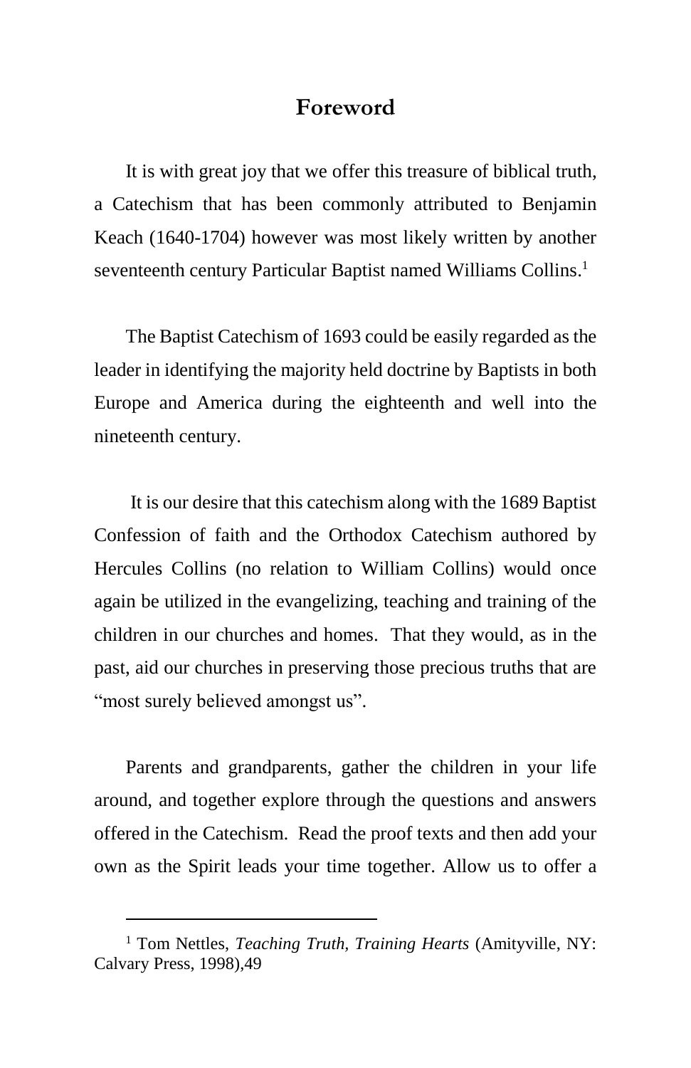# Foreword

It is with great joy that we offer this treasure of biblical truth, a Catechism that has been commonly attributed to Benjamin Keach (1640-1704) however was most likely written by another seventeenth century Particular Baptist named Williams Collins.[1]

The Baptist Catechism of 1693 could be easily regarded as the leader in identifying the majority held doctrine by Baptists in both Europe and America during the eighteenth and well into the nineteenth century.

It is our desire that this catechism along with the 1689 Baptist Confession of faith and the Orthodox Catechism authored by Hercules Collins (no relation to William Collins) would once again be utilized in the evangelizing, teaching and training of the children in our churches and homes. That they would, as in the past, aid our churches in preserving those precious truths that are "most surely believed amongst us".

Parents and grandparents, gather the children in your life around, and together explore through the questions and answers offered in the Catechism. Read the proof texts and then add your own as the Spirit leads your time together. Allow us to offer a

---

[1] Tom Nettles, *Teaching Truth, Training Hearts* (Amityville, NY: Calvary Press, 1998),49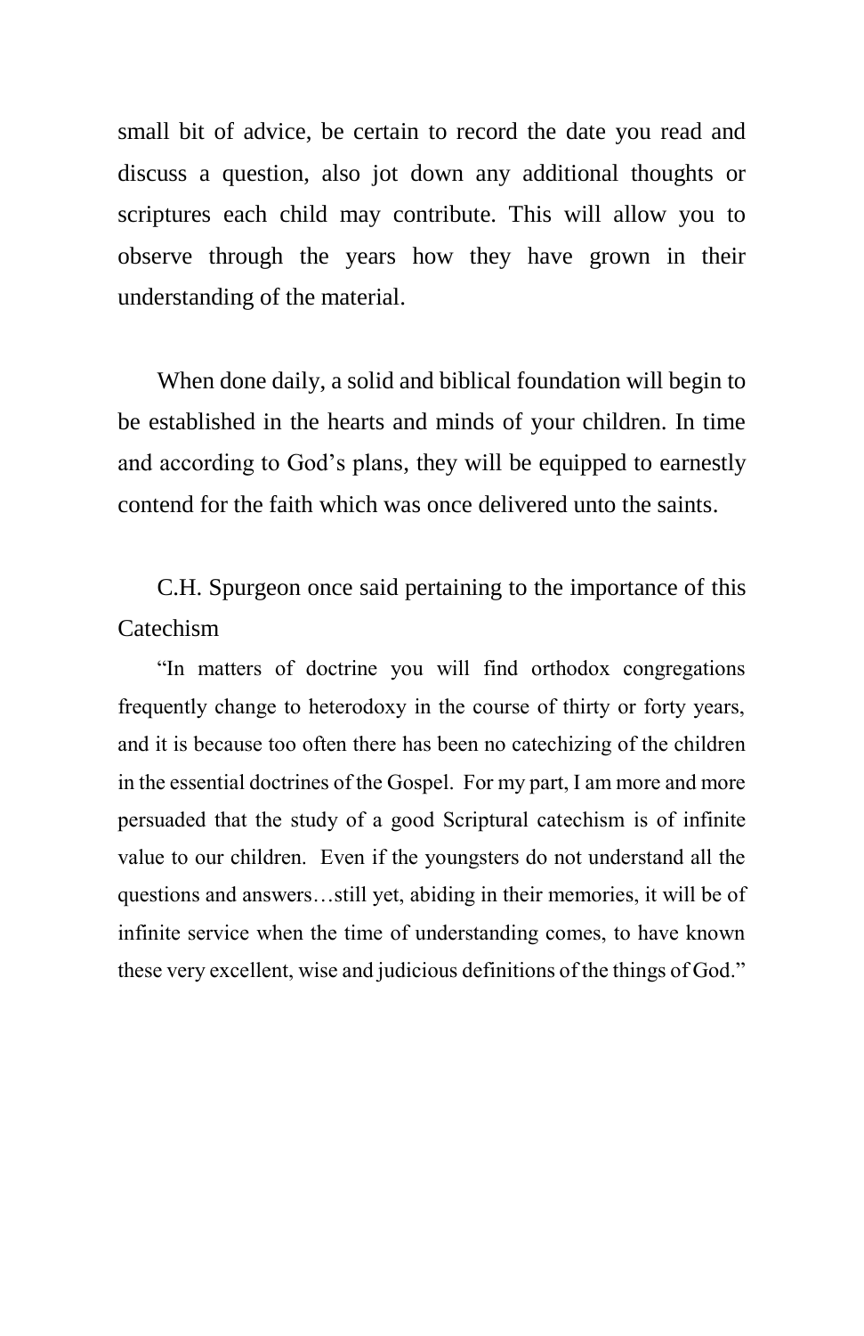small bit of advice, be certain to record the date you read and discuss a question, also jot down any additional thoughts or scriptures each child may contribute. This will allow you to observe through the years how they have grown in their understanding of the material.

When done daily, a solid and biblical foundation will begin to be established in the hearts and minds of your children. In time and according to God's plans, they will be equipped to earnestly contend for the faith which was once delivered unto the saints.

C.H. Spurgeon once said pertaining to the importance of this Catechism

"In matters of doctrine you will find orthodox congregations frequently change to heterodoxy in the course of thirty or forty years, and it is because too often there has been no catechizing of the children in the essential doctrines of the Gospel. For my part, I am more and more persuaded that the study of a good Scriptural catechism is of infinite value to our children. Even if the youngsters do not understand all the questions and answers…still yet, abiding in their memories, it will be of infinite service when the time of understanding comes, to have known these very excellent, wise and judicious definitions of the things of God."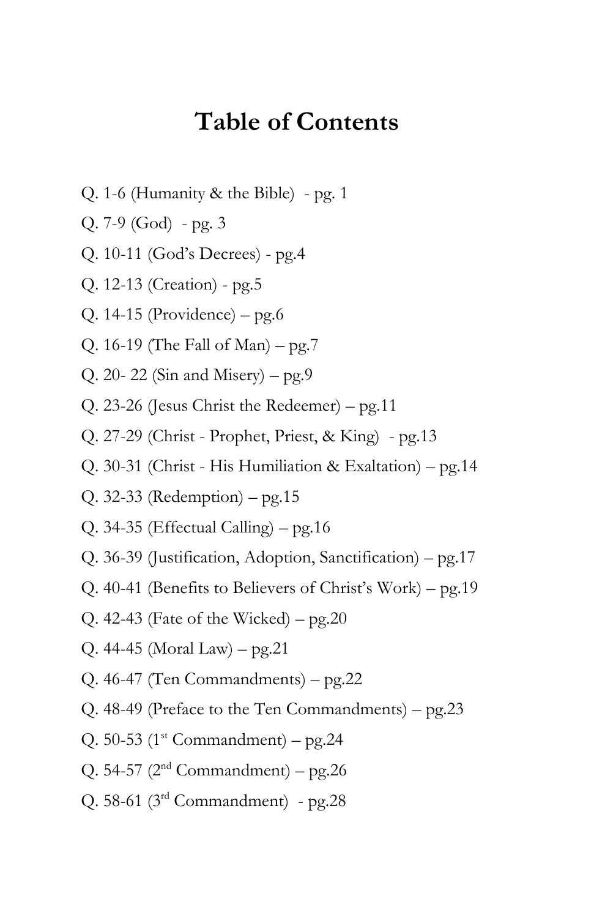# Table of Contents

Q. 1-6 (Humanity & the Bible) - pg. 1

Q. 7-9 (God) - pg. 3

Q. 10-11 (God's Decrees) - pg.4

Q. 12-13 (Creation) - pg.5

Q. 14-15 (Providence) – pg.6

Q. 16-19 (The Fall of Man) – pg.7

Q. 20- 22 (Sin and Misery) – pg.9

Q. 23-26 (Jesus Christ the Redeemer) – pg.11

Q. 27-29 (Christ - Prophet, Priest, & King) - pg.13

Q. 30-31 (Christ - His Humiliation & Exaltation) – pg.14

Q. 32-33 (Redemption) – pg.15

Q. 34-35 (Effectual Calling) – pg.16

Q. 36-39 (Justification, Adoption, Sanctification) – pg.17

Q. 40-41 (Benefits to Believers of Christ's Work) – pg.19

Q. 42-43 (Fate of the Wicked) – pg.20

Q. 44-45 (Moral Law) – pg.21

Q. 46-47 (Ten Commandments) – pg.22

Q. 48-49 (Preface to the Ten Commandments) – pg.23

Q. 50-53 (1st Commandment) – pg.24

Q. 54-57 (2nd Commandment) – pg.26

Q. 58-61 (3rd Commandment) - pg.28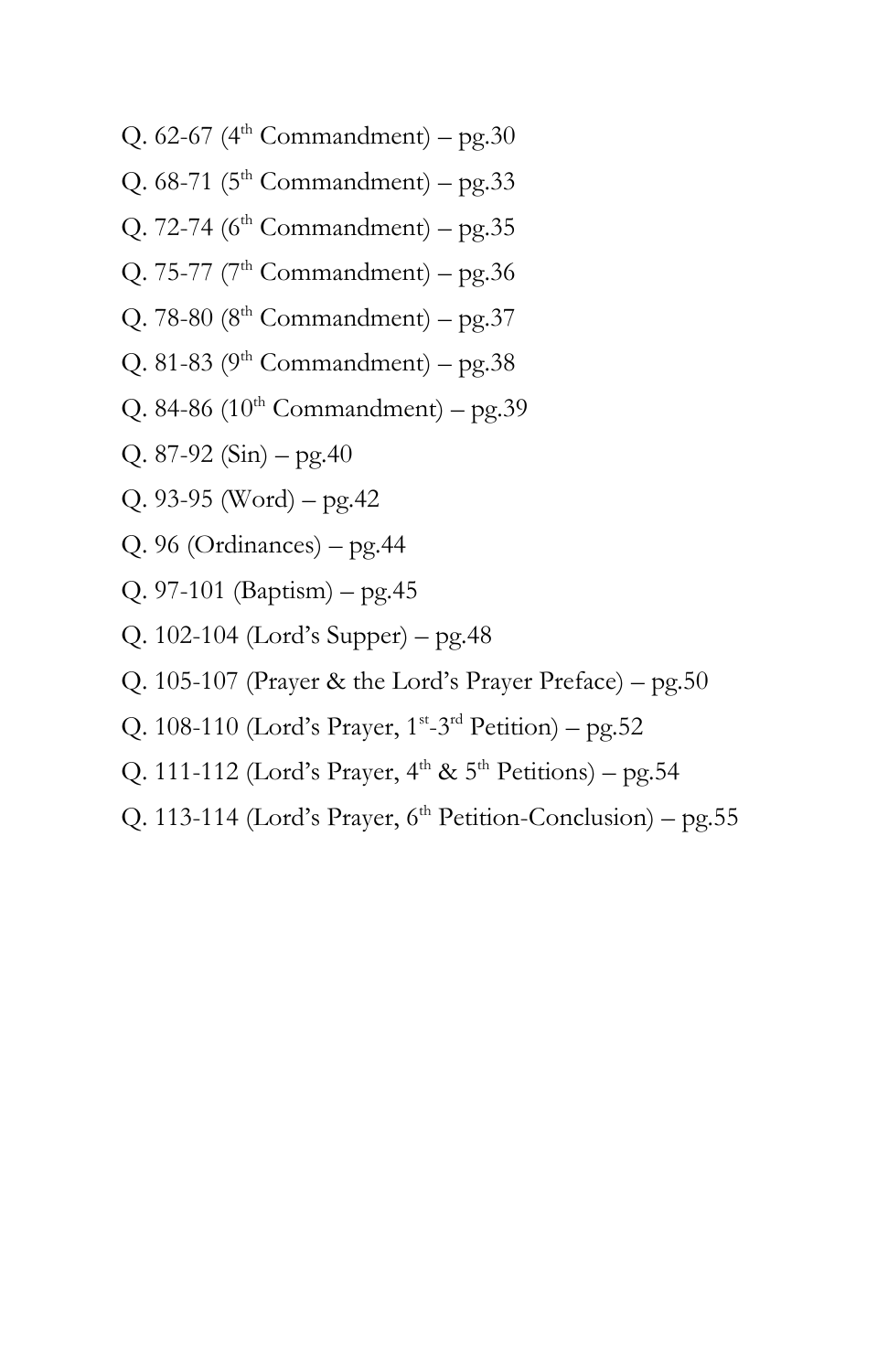Q. 62-67 (4th Commandment) – pg.30

Q. 68-71 (5th Commandment) – pg.33

Q. 72-74 (6th Commandment) – pg.35

Q. 75-77 (7th Commandment) – pg.36

Q. 78-80 (8th Commandment) – pg.37

Q. 81-83 (9th Commandment) – pg.38

Q. 84-86 (10th Commandment) – pg.39

Q. 87-92 (Sin) – pg.40

Q. 93-95 (Word) – pg.42

Q. 96 (Ordinances) – pg.44

Q. 97-101 (Baptism) – pg.45

Q. 102-104 (Lord's Supper) – pg.48

Q. 105-107 (Prayer & the Lord's Prayer Preface) – pg.50

Q. 108-110 (Lord's Prayer, 1st-3rd Petition) – pg.52

Q. 111-112 (Lord's Prayer, 4th & 5th Petitions) – pg.54

Q. 113-114 (Lord's Prayer, 6th Petition-Conclusion) – pg.55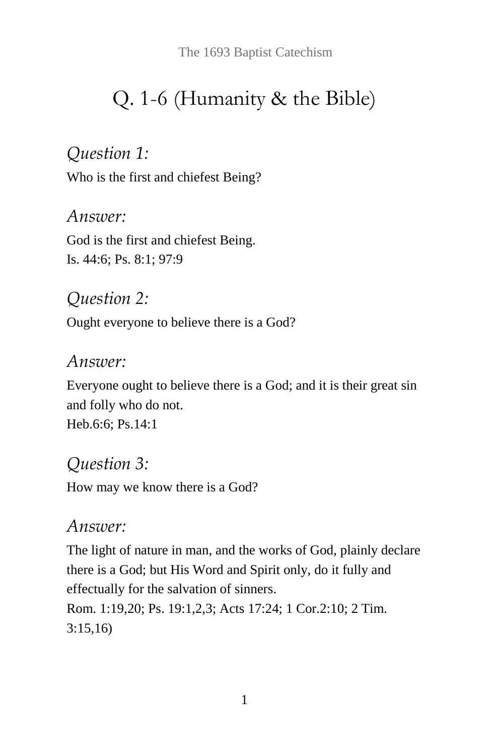# Q. 1-6 (Humanity & the Bible)

*Question 1:*

Who is the first and chiefest Being?

*Answer:*

God is the first and chiefest Being.
Is. 44:6; Ps. 8:1; 97:9

*Question 2:*

Ought everyone to believe there is a God?

*Answer:*

Everyone ought to believe there is a God; and it is their great sin and folly who do not.
Heb.6:6; Ps.14:1

*Question 3:*

How may we know there is a God?

*Answer:*

The light of nature in man, and the works of God, plainly declare there is a God; but His Word and Spirit only, do it fully and effectually for the salvation of sinners.
Rom. 1:19,20; Ps. 19:1,2,3; Acts 17:24; 1 Cor.2:10; 2 Tim. 3:15,16)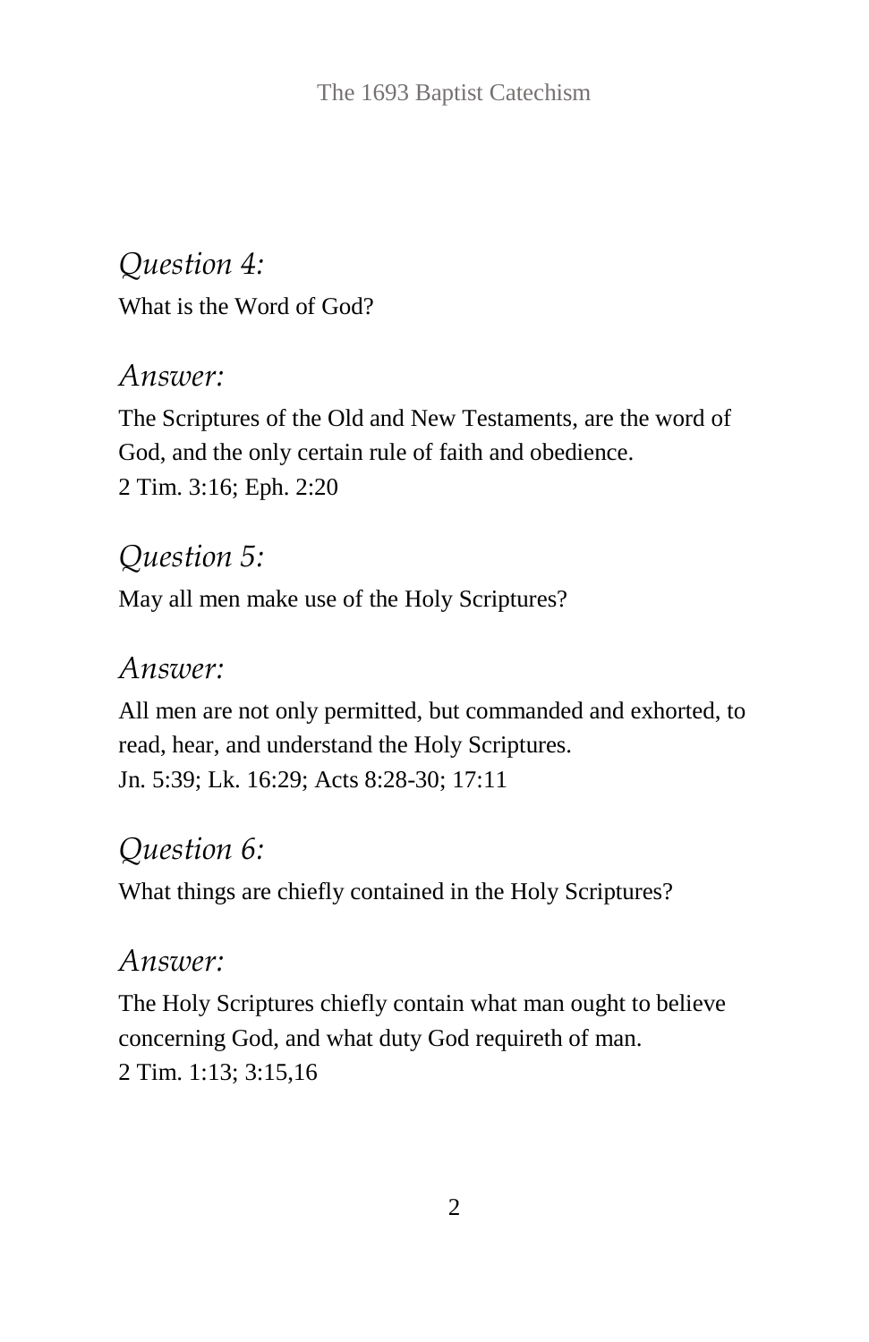*Question 4:*

What is the Word of God?

*Answer:*

The Scriptures of the Old and New Testaments, are the word of God, and the only certain rule of faith and obedience.
2 Tim. 3:16; Eph. 2:20

*Question 5:*

May all men make use of the Holy Scriptures?

*Answer:*

All men are not only permitted, but commanded and exhorted, to read, hear, and understand the Holy Scriptures.
Jn. 5:39; Lk. 16:29; Acts 8:28-30; 17:11

*Question 6:*

What things are chiefly contained in the Holy Scriptures?

*Answer:*

The Holy Scriptures chiefly contain what man ought to believe concerning God, and what duty God requireth of man.
2 Tim. 1:13; 3:15,16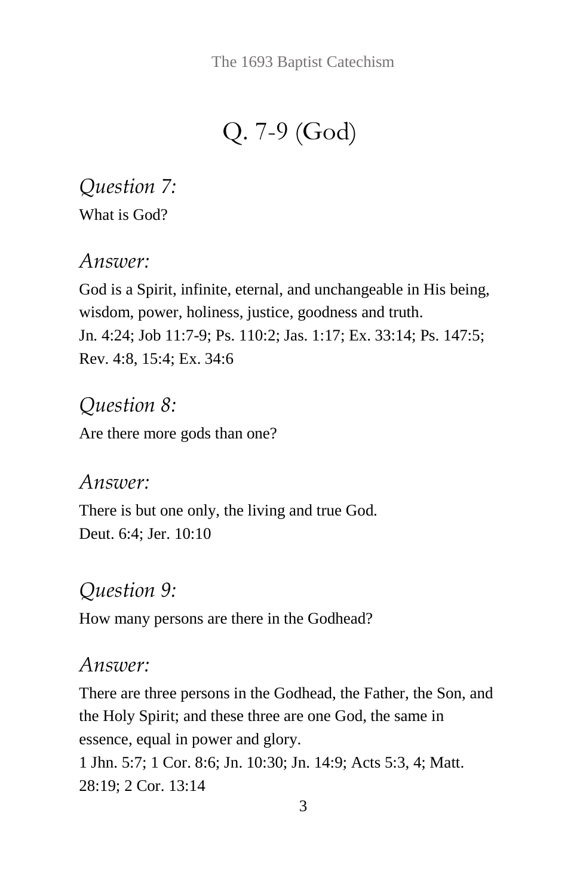# Q. 7-9 (God)

*Question 7:*

What is God?

*Answer:*

God is a Spirit, infinite, eternal, and unchangeable in His being, wisdom, power, holiness, justice, goodness and truth.
Jn. 4:24; Job 11:7-9; Ps. 110:2; Jas. 1:17; Ex. 33:14; Ps. 147:5; Rev. 4:8, 15:4; Ex. 34:6

*Question 8:*

Are there more gods than one?

*Answer:*

There is but one only, the living and true God.
Deut. 6:4; Jer. 10:10

*Question 9:*

How many persons are there in the Godhead?

*Answer:*

There are three persons in the Godhead, the Father, the Son, and the Holy Spirit; and these three are one God, the same in essence, equal in power and glory.
1 Jhn. 5:7; 1 Cor. 8:6; Jn. 10:30; Jn. 14:9; Acts 5:3, 4; Matt. 28:19; 2 Cor. 13:14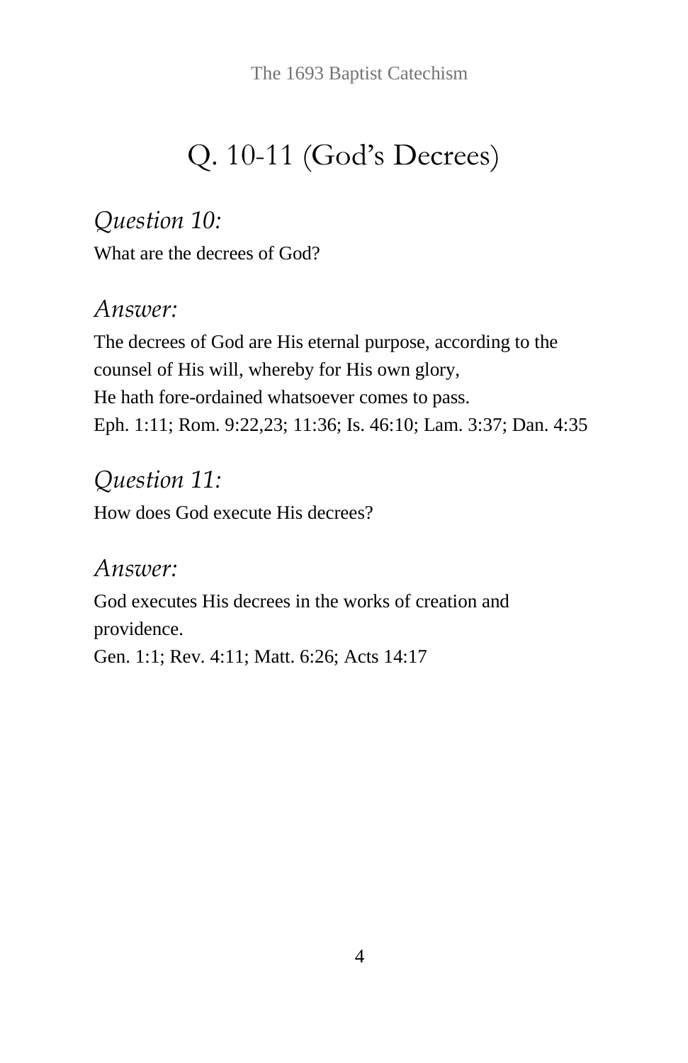# Q. 10-11 (God's Decrees)

*Question 10:*

What are the decrees of God?

*Answer:*

The decrees of God are His eternal purpose, according to the counsel of His will, whereby for His own glory,
He hath fore-ordained whatsoever comes to pass.
Eph. 1:11; Rom. 9:22,23; 11:36; Is. 46:10; Lam. 3:37; Dan. 4:35

*Question 11:*

How does God execute His decrees?

*Answer:*

God executes His decrees in the works of creation and providence.
Gen. 1:1; Rev. 4:11; Matt. 6:26; Acts 14:17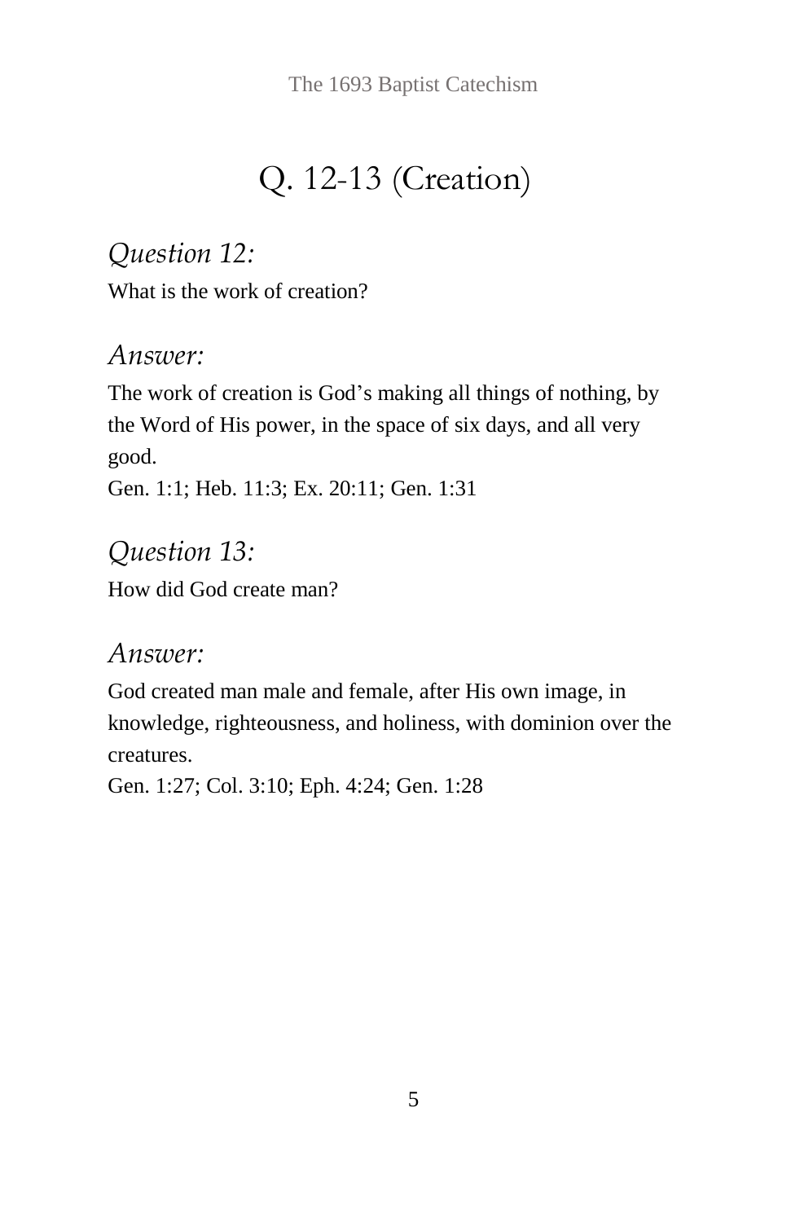# Q. 12-13 (Creation)

*Question 12:*

What is the work of creation?

*Answer:*

The work of creation is God's making all things of nothing, by the Word of His power, in the space of six days, and all very good.

Gen. 1:1; Heb. 11:3; Ex. 20:11; Gen. 1:31

*Question 13:*

How did God create man?

*Answer:*

God created man male and female, after His own image, in knowledge, righteousness, and holiness, with dominion over the creatures.

Gen. 1:27; Col. 3:10; Eph. 4:24; Gen. 1:28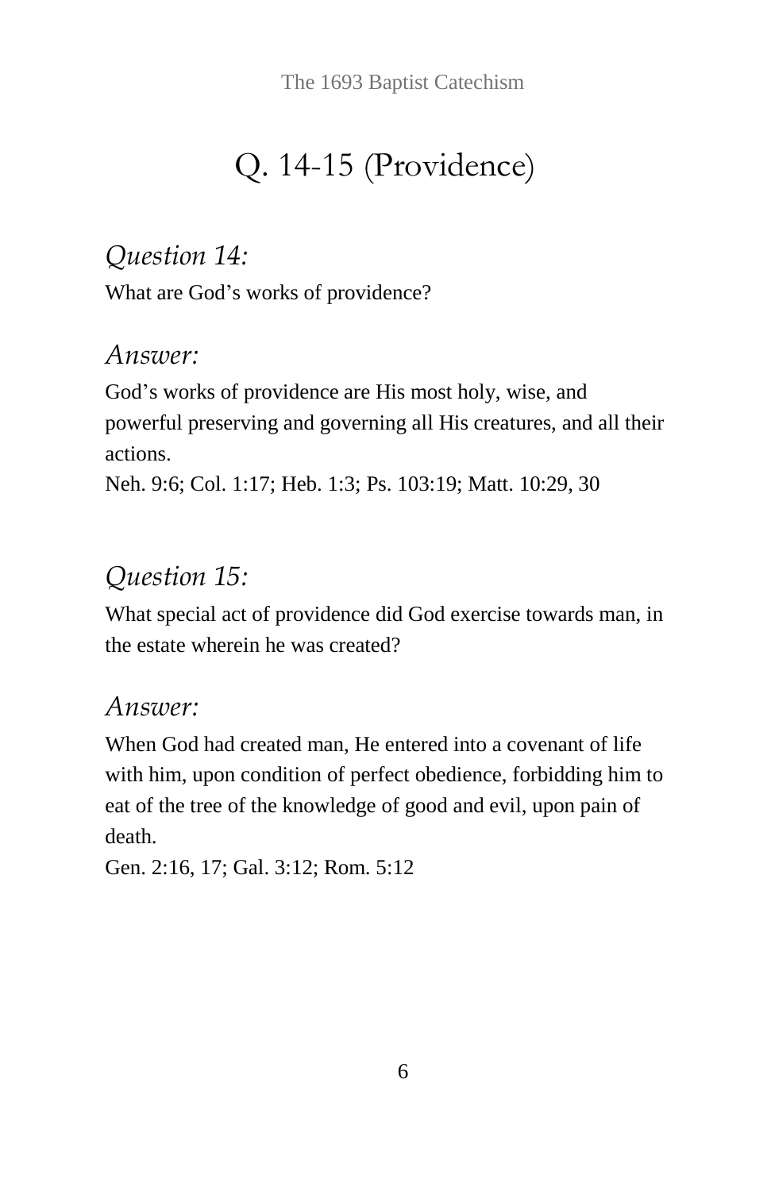# Q. 14-15 (Providence)

## *Question 14:*

What are God’s works of providence?

## *Answer:*

God’s works of providence are His most holy, wise, and powerful preserving and governing all His creatures, and all their actions.

Neh. 9:6; Col. 1:17; Heb. 1:3; Ps. 103:19; Matt. 10:29, 30

## *Question 15:*

What special act of providence did God exercise towards man, in the estate wherein he was created?

## *Answer:*

When God had created man, He entered into a covenant of life with him, upon condition of perfect obedience, forbidding him to eat of the tree of the knowledge of good and evil, upon pain of death.

Gen. 2:16, 17; Gal. 3:12; Rom. 5:12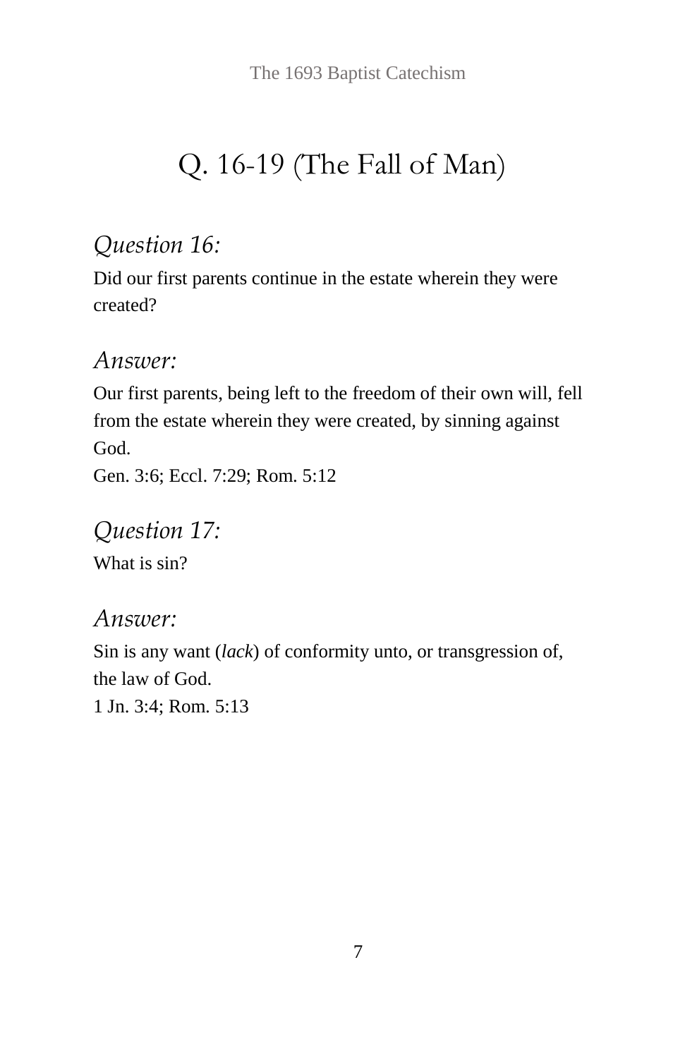# Q. 16-19 (The Fall of Man)

*Question 16:*

Did our first parents continue in the estate wherein they were created?

*Answer:*

Our first parents, being left to the freedom of their own will, fell from the estate wherein they were created, by sinning against God.
Gen. 3:6; Eccl. 7:29; Rom. 5:12

*Question 17:*

What is sin?

*Answer:*

Sin is any want (*lack*) of conformity unto, or transgression of, the law of God.
1 Jn. 3:4; Rom. 5:13